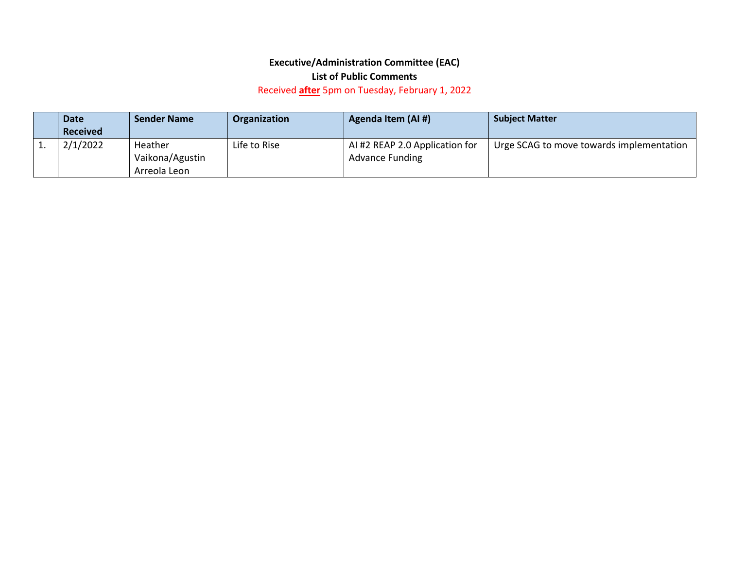**Executive/Administration Committee (EAC)**

**List of Public Comments**

Received **after** 5pm on Tuesday, February 1, 2022

| | Date Received | Sender Name | Organization | Agenda Item (AI #) | Subject Matter |
|---|---|---|---|---|---|
| 1. | 2/1/2022 | Heather Vaikona/Agustin Arreola Leon | Life to Rise | AI #2 REAP 2.0 Application for Advance Funding | Urge SCAG to move towards implementation |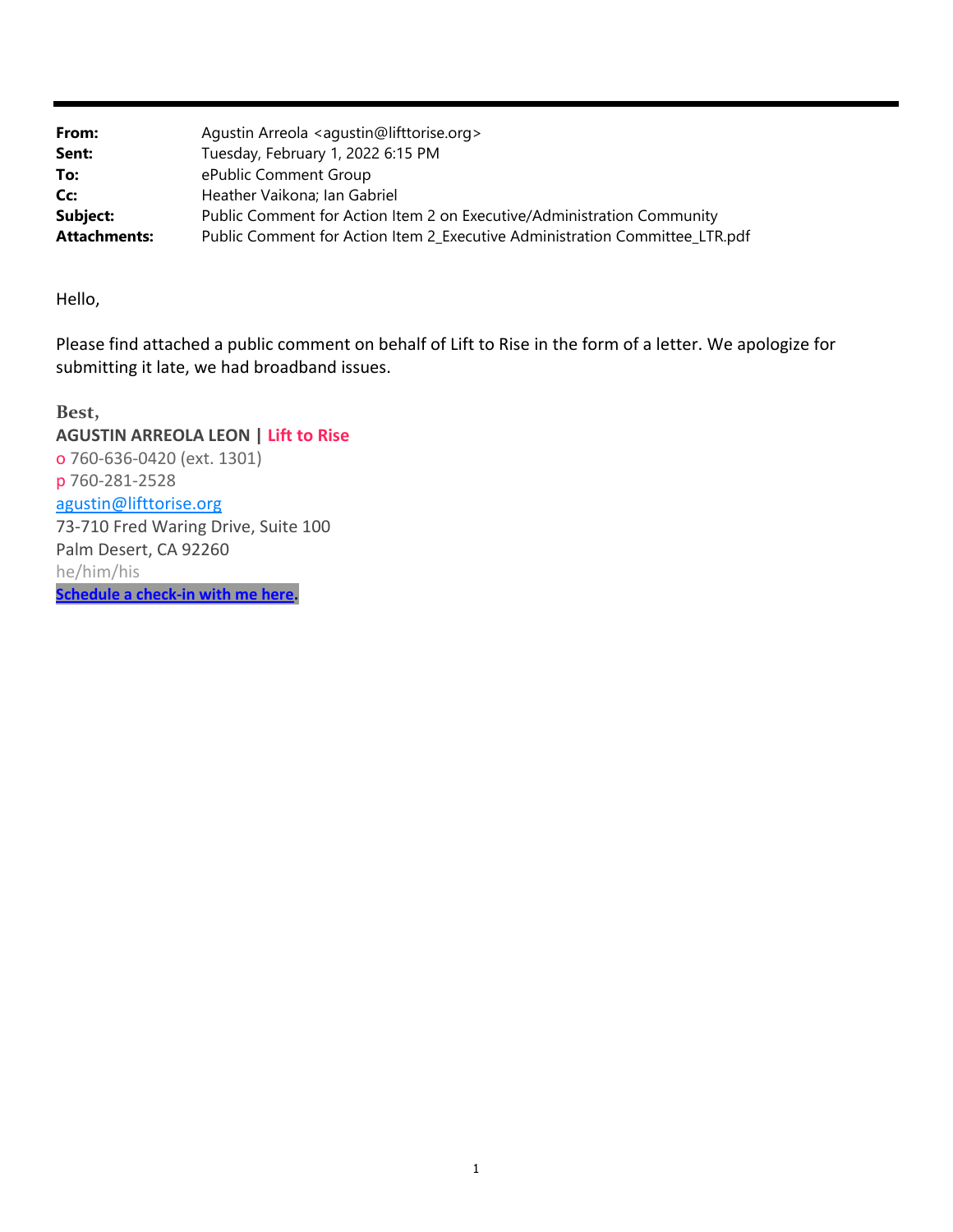| | |
|---|---|
| **From:** | Agustin Arreola <agustin@lifttorise.org> |
| **Sent:** | Tuesday, February 1, 2022 6:15 PM |
| **To:** | ePublic Comment Group |
| **Cc:** | Heather Vaikona; Ian Gabriel |
| **Subject:** | Public Comment for Action Item 2 on Executive/Administration Community |
| **Attachments:** | Public Comment for Action Item 2_Executive Administration Committee_LTR.pdf |

Hello,

Please find attached a public comment on behalf of Lift to Rise in the form of a letter. We apologize for submitting it late, we had broadband issues.

**Best,**
**AGUSTIN ARREOLA LEON | Lift to Rise**
o 760-636-0420 (ext. 1301)
p 760-281-2528
agustin@lifttorise.org
73-710 Fred Waring Drive, Suite 100
Palm Desert, CA 92260
he/him/his
**Schedule a check-in with me here.**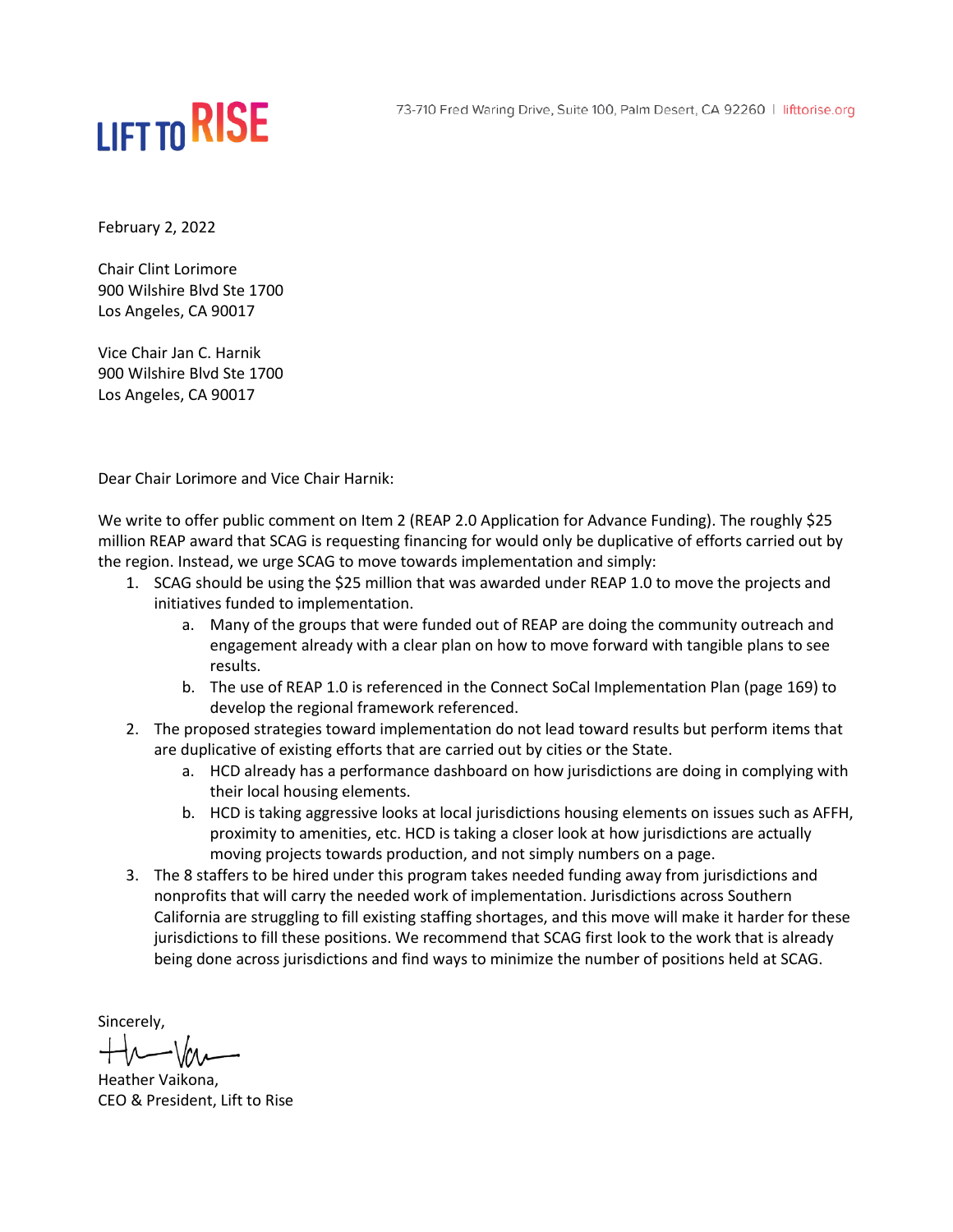LIFT TO RISE

73-710 Fred Waring Drive, Suite 100, Palm Desert, CA 92260 | lifttorise.org

February 2, 2022

Chair Clint Lorimore
900 Wilshire Blvd Ste 1700
Los Angeles, CA 90017

Vice Chair Jan C. Harnik
900 Wilshire Blvd Ste 1700
Los Angeles, CA 90017

Dear Chair Lorimore and Vice Chair Harnik:

We write to offer public comment on Item 2 (REAP 2.0 Application for Advance Funding). The roughly $25 million REAP award that SCAG is requesting financing for would only be duplicative of efforts carried out by the region. Instead, we urge SCAG to move towards implementation and simply:

1. SCAG should be using the $25 million that was awarded under REAP 1.0 to move the projects and initiatives funded to implementation.
   a. Many of the groups that were funded out of REAP are doing the community outreach and engagement already with a clear plan on how to move forward with tangible plans to see results.
   b. The use of REAP 1.0 is referenced in the Connect SoCal Implementation Plan (page 169) to develop the regional framework referenced.
2. The proposed strategies toward implementation do not lead toward results but perform items that are duplicative of existing efforts that are carried out by cities or the State.
   a. HCD already has a performance dashboard on how jurisdictions are doing in complying with their local housing elements.
   b. HCD is taking aggressive looks at local jurisdictions housing elements on issues such as AFFH, proximity to amenities, etc. HCD is taking a closer look at how jurisdictions are actually moving projects towards production, and not simply numbers on a page.
3. The 8 staffers to be hired under this program takes needed funding away from jurisdictions and nonprofits that will carry the needed work of implementation. Jurisdictions across Southern California are struggling to fill existing staffing shortages, and this move will make it harder for these jurisdictions to fill these positions. We recommend that SCAG first look to the work that is already being done across jurisdictions and find ways to minimize the number of positions held at SCAG.

Sincerely,

Heather Vaikona,
CEO & President, Lift to Rise